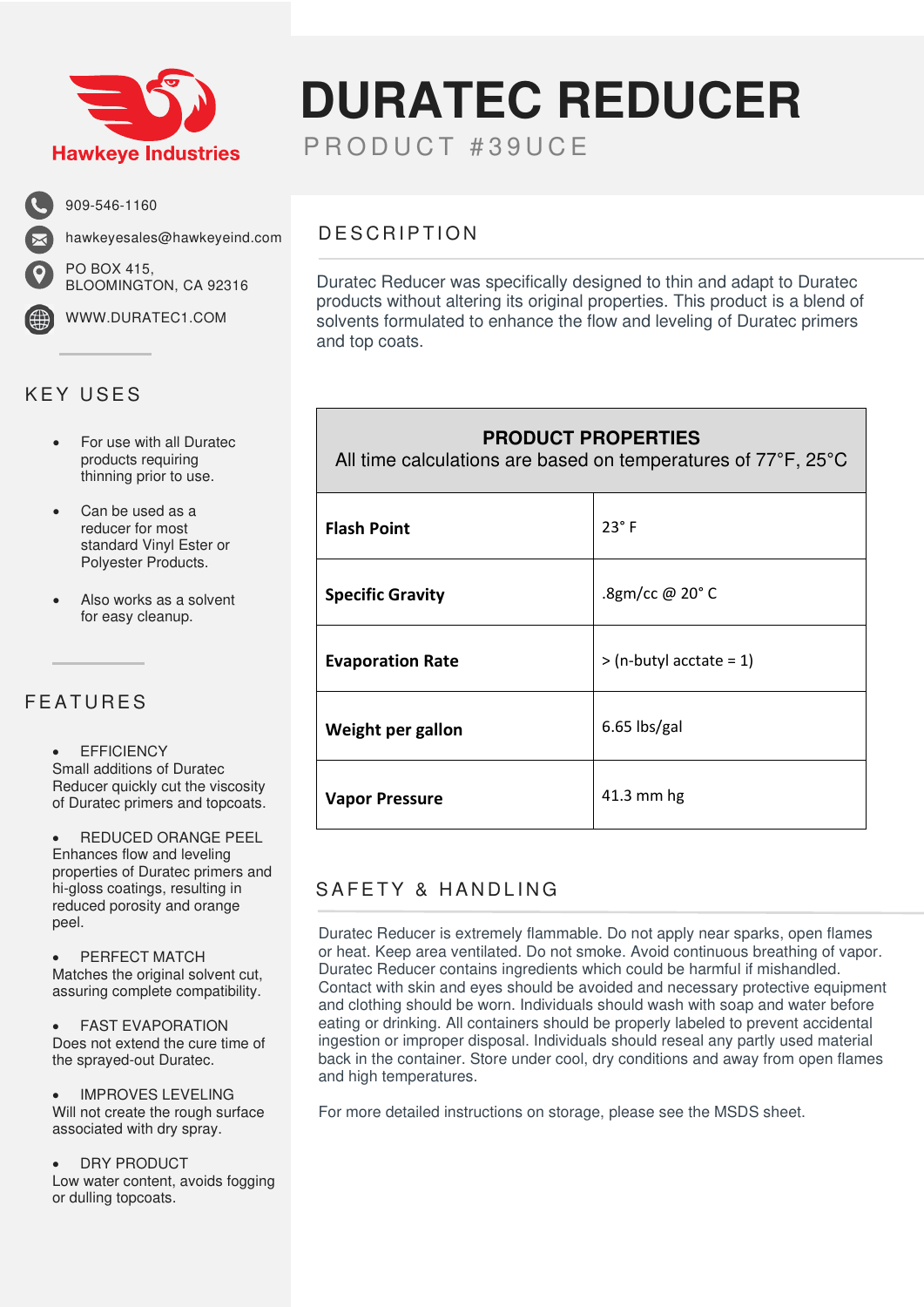Hawkeye Industries

909-546-1160

hawkeyesales@hawkeyeind.com

PO BOX 415,
BLOOMINGTON, CA 92316

WWW.DURATEC1.COM

# DURATEC REDUCER

PRODUCT #39UCE

## DESCRIPTION

Duratec Reducer was specifically designed to thin and adapt to Duratec products without altering its original properties. This product is a blend of solvents formulated to enhance the flow and leveling of Duratec primers and top coats.

| PRODUCT PROPERTIES<br>All time calculations are based on temperatures of 77°F, 25°C | |
|---|---|
| **Flash Point** | 23° F |
| **Specific Gravity** | .8gm/cc @ 20° C |
| **Evaporation Rate** | > (n-butyl acctate = 1) |
| **Weight per gallon** | 6.65 lbs/gal |
| **Vapor Pressure** | 41.3 mm hg |

## SAFETY & HANDLING

Duratec Reducer is extremely flammable. Do not apply near sparks, open flames or heat. Keep area ventilated. Do not smoke. Avoid continuous breathing of vapor. Duratec Reducer contains ingredients which could be harmful if mishandled. Contact with skin and eyes should be avoided and necessary protective equipment and clothing should be worn. Individuals should wash with soap and water before eating or drinking. All containers should be properly labeled to prevent accidental ingestion or improper disposal. Individuals should reseal any partly used material back in the container. Store under cool, dry conditions and away from open flames and high temperatures.

For more detailed instructions on storage, please see the MSDS sheet.

## KEY USES

- For use with all Duratec products requiring thinning prior to use.
- Can be used as a reducer for most standard Vinyl Ester or Polyester Products.
- Also works as a solvent for easy cleanup.

## FEATURES

- EFFICIENCY
  Small additions of Duratec Reducer quickly cut the viscosity of Duratec primers and topcoats.
- REDUCED ORANGE PEEL
  Enhances flow and leveling properties of Duratec primers and hi-gloss coatings, resulting in reduced porosity and orange peel.
- PERFECT MATCH
  Matches the original solvent cut, assuring complete compatibility.
- FAST EVAPORATION
  Does not extend the cure time of the sprayed-out Duratec.
- IMPROVES LEVELING
  Will not create the rough surface associated with dry spray.
- DRY PRODUCT
  Low water content, avoids fogging or dulling topcoats.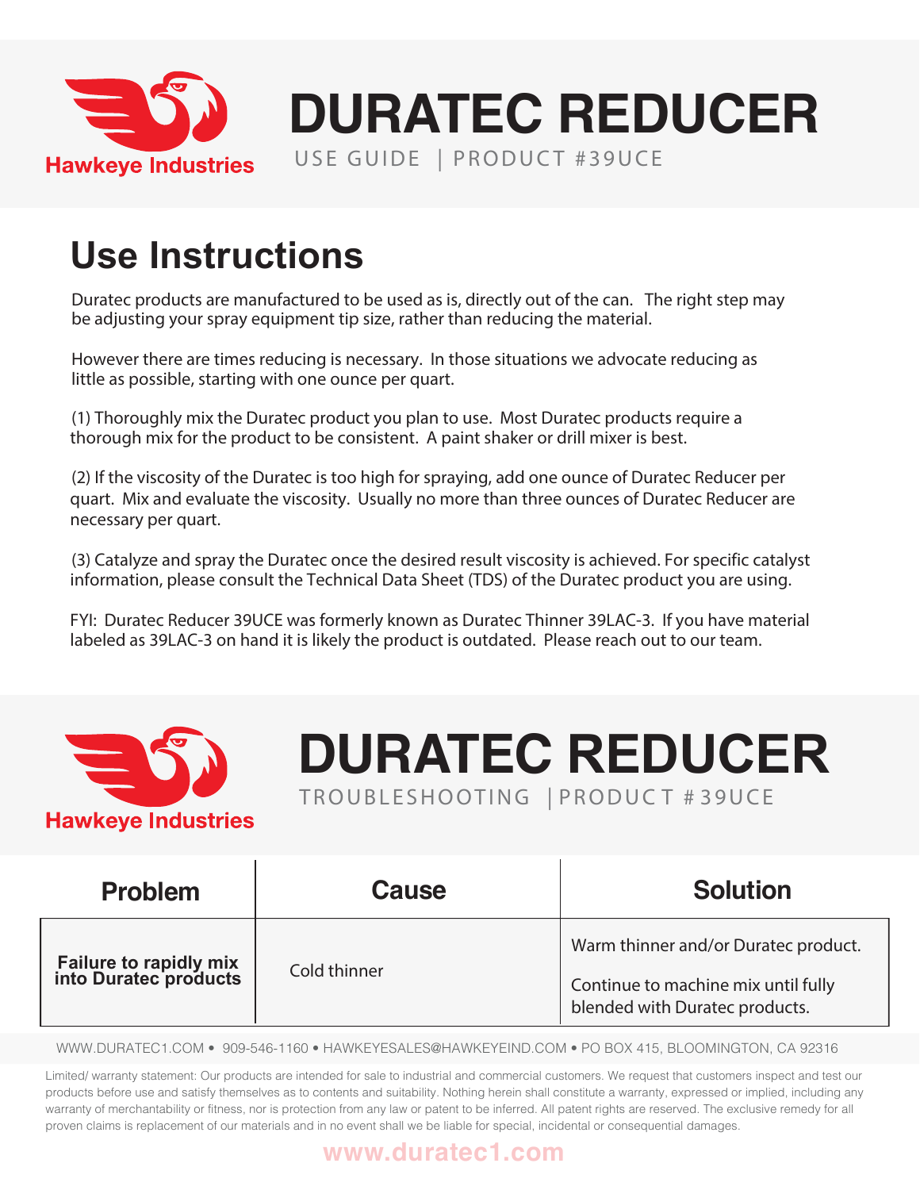Hawkeye Industries

# DURATEC REDUCER

USE GUIDE | PRODUCT #39UCE

## Use Instructions

Duratec products are manufactured to be used as is, directly out of the can. The right step may be adjusting your spray equipment tip size, rather than reducing the material.

However there are times reducing is necessary. In those situations we advocate reducing as little as possible, starting with one ounce per quart.

(1) Thoroughly mix the Duratec product you plan to use. Most Duratec products require a thorough mix for the product to be consistent. A paint shaker or drill mixer is best.

(2) If the viscosity of the Duratec is too high for spraying, add one ounce of Duratec Reducer per quart. Mix and evaluate the viscosity. Usually no more than three ounces of Duratec Reducer are necessary per quart.

(3) Catalyze and spray the Duratec once the desired result viscosity is achieved. For specific catalyst information, please consult the Technical Data Sheet (TDS) of the Duratec product you are using.

FYI: Duratec Reducer 39UCE was formerly known as Duratec Thinner 39LAC-3. If you have material labeled as 39LAC-3 on hand it is likely the product is outdated. Please reach out to our team.

Hawkeye Industries

# DURATEC REDUCER

TROUBLESHOOTING | PRODUCT #39UCE

| Problem | Cause | Solution |
|---|---|---|
| **Failure to rapidly mix into Duratec products** | Cold thinner | Warm thinner and/or Duratec product.<br><br>Continue to machine mix until fully blended with Duratec products. |

WWW.DURATEC1.COM • 909-546-1160 • HAWKEYESALES@HAWKEYEIND.COM • PO BOX 415, BLOOMINGTON, CA 92316

Limited/ warranty statement: Our products are intended for sale to industrial and commercial customers. We request that customers inspect and test our products before use and satisfy themselves as to contents and suitability. Nothing herein shall constitute a warranty, expressed or implied, including any warranty of merchantability or fitness, nor is protection from any law or patent to be inferred. All patent rights are reserved. The exclusive remedy for all proven claims is replacement of our materials and in no event shall we be liable for special, incidental or consequential damages.

www.duratec1.com